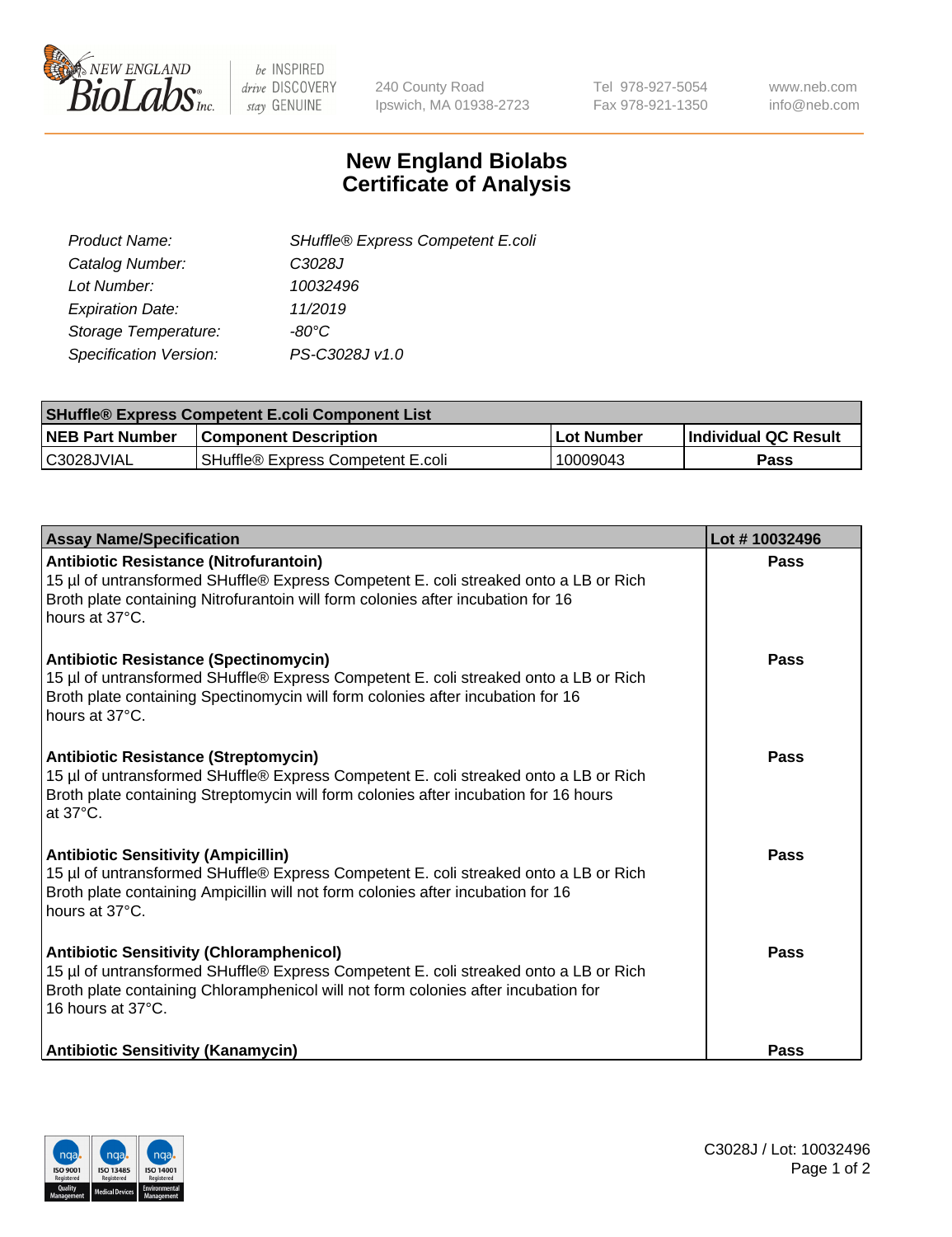# New England Biolabs
# Certificate of Analysis

| | |
|---|---|
| *Product Name:* | *SHuffle® Express Competent E.coli* |
| *Catalog Number:* | *C3028J* |
| *Lot Number:* | *10032496* |
| *Expiration Date:* | *11/2019* |
| *Storage Temperature:* | *-80°C* |
| *Specification Version:* | *PS-C3028J v1.0* |

| **SHuffle® Express Competent E.coli Component List** | | | |
|---|---|---|---|
| **NEB Part Number** | **Component Description** | **Lot Number** | **Individual QC Result** |
| C3028JVIAL | SHuffle® Express Competent E.coli | 10009043 | **Pass** |

| **Assay Name/Specification** | **Lot # 10032496** |
|---|---|
| **Antibiotic Resistance (Nitrofurantoin)**<br>15 µl of untransformed SHuffle® Express Competent E. coli streaked onto a LB or Rich Broth plate containing Nitrofurantoin will form colonies after incubation for 16 hours at 37°C. | **Pass** |
| **Antibiotic Resistance (Spectinomycin)**<br>15 µl of untransformed SHuffle® Express Competent E. coli streaked onto a LB or Rich Broth plate containing Spectinomycin will form colonies after incubation for 16 hours at 37°C. | **Pass** |
| **Antibiotic Resistance (Streptomycin)**<br>15 µl of untransformed SHuffle® Express Competent E. coli streaked onto a LB or Rich Broth plate containing Streptomycin will form colonies after incubation for 16 hours at 37°C. | **Pass** |
| **Antibiotic Sensitivity (Ampicillin)**<br>15 µl of untransformed SHuffle® Express Competent E. coli streaked onto a LB or Rich Broth plate containing Ampicillin will not form colonies after incubation for 16 hours at 37°C. | **Pass** |
| **Antibiotic Sensitivity (Chloramphenicol)**<br>15 µl of untransformed SHuffle® Express Competent E. coli streaked onto a LB or Rich Broth plate containing Chloramphenicol will not form colonies after incubation for 16 hours at 37°C. | **Pass** |
| **Antibiotic Sensitivity (Kanamycin)** | **Pass** |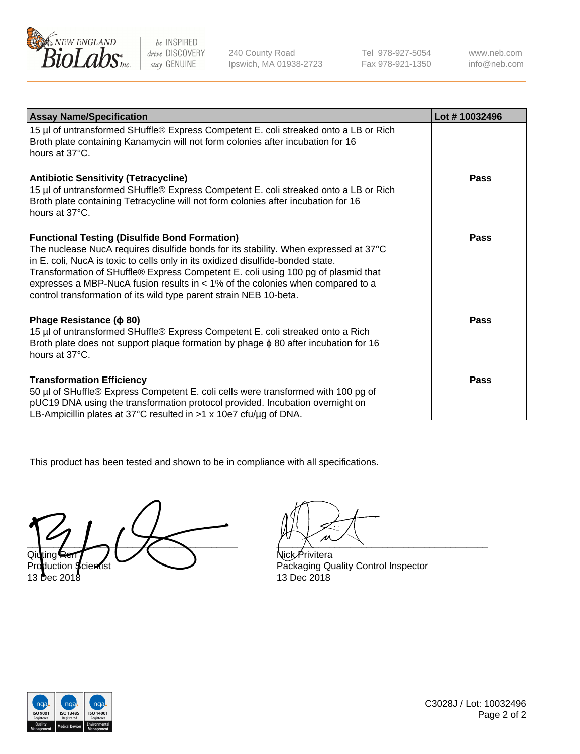| Assay Name/Specification | Lot # 10032496 |
|---|---|
| 15 µl of untransformed SHuffle® Express Competent E. coli streaked onto a LB or Rich Broth plate containing Kanamycin will not form colonies after incubation for 16 hours at 37°C. | |
| **Antibiotic Sensitivity (Tetracycline)**<br>15 µl of untransformed SHuffle® Express Competent E. coli streaked onto a LB or Rich Broth plate containing Tetracycline will not form colonies after incubation for 16 hours at 37°C. | **Pass** |
| **Functional Testing (Disulfide Bond Formation)**<br>The nuclease NucA requires disulfide bonds for its stability. When expressed at 37°C in E. coli, NucA is toxic to cells only in its oxidized disulfide-bonded state. Transformation of SHuffle® Express Competent E. coli using 100 pg of plasmid that expresses a MBP-NucA fusion results in < 1% of the colonies when compared to a control transformation of its wild type parent strain NEB 10-beta. | **Pass** |
| **Phage Resistance (ϕ 80)**<br>15 µl of untransformed SHuffle® Express Competent E. coli streaked onto a Rich Broth plate does not support plaque formation by phage ϕ 80 after incubation for 16 hours at 37°C. | **Pass** |
| **Transformation Efficiency**<br>50 µl of SHuffle® Express Competent E. coli cells were transformed with 100 pg of pUC19 DNA using the transformation protocol provided. Incubation overnight on LB-Ampicillin plates at 37°C resulted in >1 x 10e7 cfu/µg of DNA. | **Pass** |

This product has been tested and shown to be in compliance with all specifications.

Qiuting Ren
Production Scientist
13 Dec 2018

Nick Privitera
Packaging Quality Control Inspector
13 Dec 2018

C3028J / Lot: 10032496